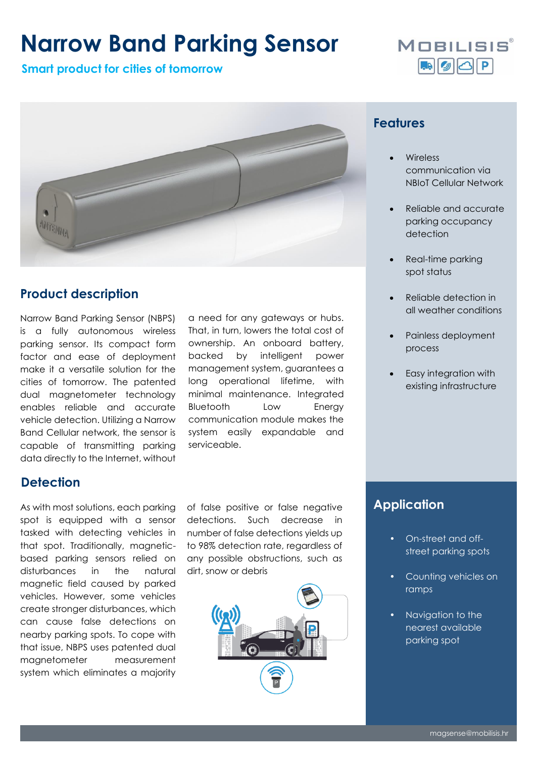# Narrow Band Parking Sensor

**Smart product for cities of tomorrow**

## Product description

Narrow Band Parking Sensor (NBPS) is a fully autonomous wireless parking sensor. Its compact form factor and ease of deployment make it a versatile solution for the cities of tomorrow. The patented dual magnetometer technology enables reliable and accurate vehicle detection. Utilizing a Narrow Band Cellular network, the sensor is capable of transmitting parking data directly to the Internet, without a need for any gateways or hubs. That, in turn, lowers the total cost of ownership. An onboard battery, backed by intelligent power management system, guarantees a long operational lifetime, with minimal maintenance. Integrated Bluetooth Low Energy communication module makes the system easily expandable and serviceable.

## Detection

As with most solutions, each parking spot is equipped with a sensor tasked with detecting vehicles in that spot. Traditionally, magnetic-based parking sensors relied on disturbances in the natural magnetic field caused by parked vehicles. However, some vehicles create stronger disturbances, which can cause false detections on nearby parking spots. To cope with that issue, NBPS uses patented dual magnetometer measurement system which eliminates a majority of false positive or false negative detections. Such decrease in number of false detections yields up to 98% detection rate, regardless of any possible obstructions, such as dirt, snow or debris

## Features

- Wireless communication via NBIoT Cellular Network
- Reliable and accurate parking occupancy detection
- Real-time parking spot status
- Reliable detection in all weather conditions
- Painless deployment process
- Easy integration with existing infrastructure

## Application

- On-street and off-street parking spots
- Counting vehicles on ramps
- Navigation to the nearest available parking spot

magsense@mobilisis.hr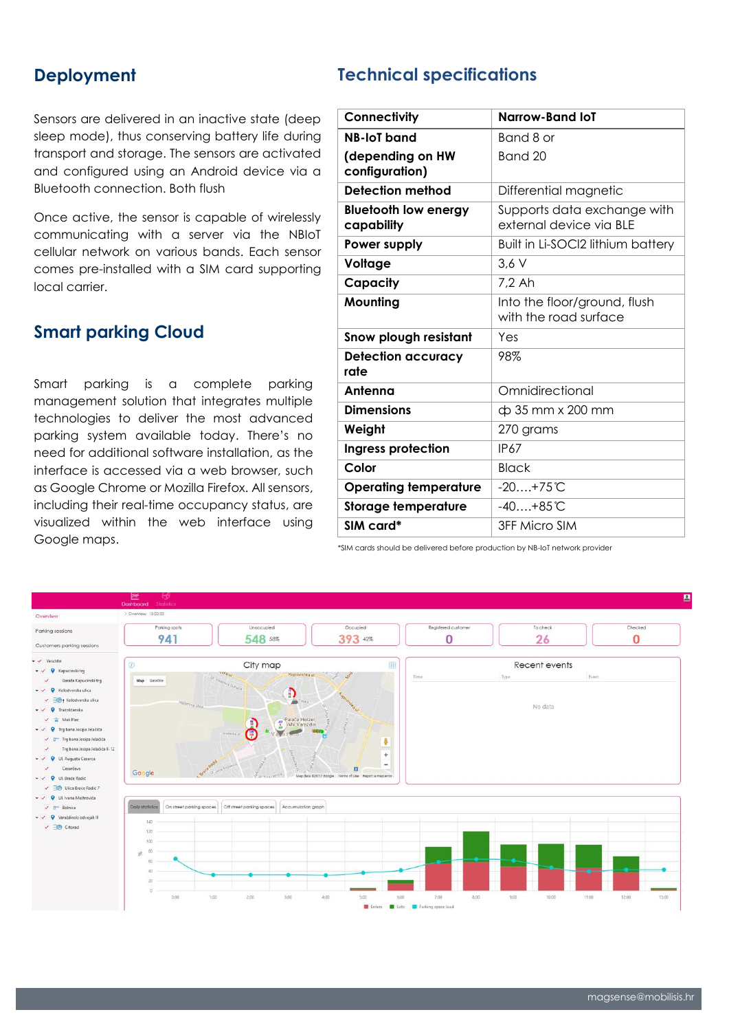## Deployment

Sensors are delivered in an inactive state (deep sleep mode), thus conserving battery life during transport and storage. The sensors are activated and configured using an Android device via a Bluetooth connection. Both flush

Once active, the sensor is capable of wirelessly communicating with a server via the NBIoT cellular network on various bands. Each sensor comes pre-installed with a SIM card supporting local carrier.

## Smart parking Cloud

Smart parking is a complete parking management solution that integrates multiple technologies to deliver the most advanced parking system available today. There's no need for additional software installation, as the interface is accessed via a web browser, such as Google Chrome or Mozilla Firefox. All sensors, including their real-time occupancy status, are visualized within the web interface using Google maps.

## Technical specifications

| | |
|---|---|
| **Connectivity** | **Narrow-Band IoT** |
| **NB-IoT band (depending on HW configuration)** | Band 8 or<br>Band 20 |
| **Detection method** | Differential magnetic |
| **Bluetooth low energy capability** | Supports data exchange with external device via BLE |
| **Power supply** | Built in Li-SOCl2 lithium battery |
| **Voltage** | 3,6 V |
| **Capacity** | 7,2 Ah |
| **Mounting** | Into the floor/ground, flush with the road surface |
| **Snow plough resistant** | Yes |
| **Detection accuracy rate** | 98% |
| **Antenna** | Omnidirectional |
| **Dimensions** | ф 35 mm x 200 mm |
| **Weight** | 270 grams |
| **Ingress protection** | IP67 |
| **Color** | Black |
| **Operating temperature** | -20….+75℃ |
| **Storage temperature** | -40….+85℃ |
| **SIM card*** | 3FF Micro SIM |

*SIM cards should be delivered before production by NB-IoT network provider

magsense@mobilisis.hr